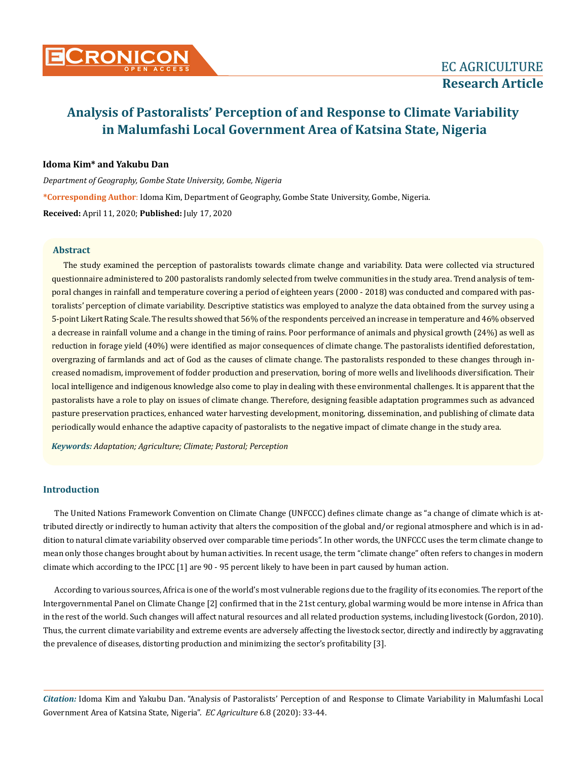# Analysis of Pastoralists' Perception of and Response to Climate Variability in Malumfashi Local Government Area of Katsina State, Nigeria

**Idoma Kim\* and Yakubu Dan**

*Department of Geography, Gombe State University, Gombe, Nigeria*

**\*Corresponding Author**: Idoma Kim, Department of Geography, Gombe State University, Gombe, Nigeria.

**Received:** April 11, 2020; **Published:** July 17, 2020

## Abstract

The study examined the perception of pastoralists towards climate change and variability. Data were collected via structured questionnaire administered to 200 pastoralists randomly selected from twelve communities in the study area. Trend analysis of temporal changes in rainfall and temperature covering a period of eighteen years (2000 - 2018) was conducted and compared with pastoralists' perception of climate variability. Descriptive statistics was employed to analyze the data obtained from the survey using a 5-point Likert Rating Scale. The results showed that 56% of the respondents perceived an increase in temperature and 46% observed a decrease in rainfall volume and a change in the timing of rains. Poor performance of animals and physical growth (24%) as well as reduction in forage yield (40%) were identified as major consequences of climate change. The pastoralists identified deforestation, overgrazing of farmlands and act of God as the causes of climate change. The pastoralists responded to these changes through increased nomadism, improvement of fodder production and preservation, boring of more wells and livelihoods diversification. Their local intelligence and indigenous knowledge also come to play in dealing with these environmental challenges. It is apparent that the pastoralists have a role to play on issues of climate change. Therefore, designing feasible adaptation programmes such as advanced pasture preservation practices, enhanced water harvesting development, monitoring, dissemination, and publishing of climate data periodically would enhance the adaptive capacity of pastoralists to the negative impact of climate change in the study area.

***Keywords:*** *Adaptation; Agriculture; Climate; Pastoral; Perception*

## Introduction

The United Nations Framework Convention on Climate Change (UNFCCC) defines climate change as "a change of climate which is attributed directly or indirectly to human activity that alters the composition of the global and/or regional atmosphere and which is in addition to natural climate variability observed over comparable time periods". In other words, the UNFCCC uses the term climate change to mean only those changes brought about by human activities. In recent usage, the term "climate change" often refers to changes in modern climate which according to the IPCC [1] are 90 - 95 percent likely to have been in part caused by human action.

According to various sources, Africa is one of the world's most vulnerable regions due to the fragility of its economies. The report of the Intergovernmental Panel on Climate Change [2] confirmed that in the 21st century, global warming would be more intense in Africa than in the rest of the world. Such changes will affect natural resources and all related production systems, including livestock (Gordon, 2010). Thus, the current climate variability and extreme events are adversely affecting the livestock sector, directly and indirectly by aggravating the prevalence of diseases, distorting production and minimizing the sector's profitability [3].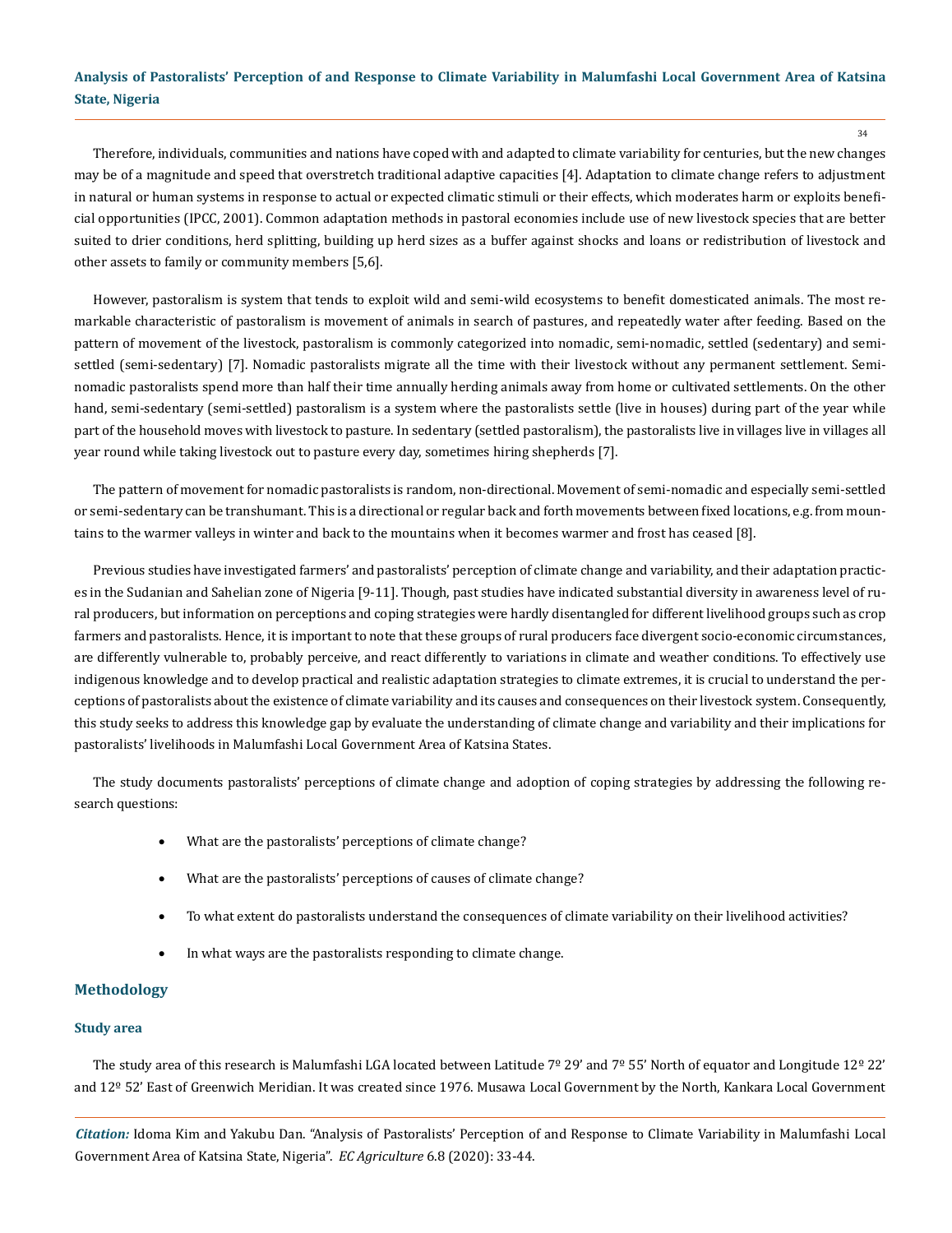Therefore, individuals, communities and nations have coped with and adapted to climate variability for centuries, but the new changes may be of a magnitude and speed that overstretch traditional adaptive capacities [4]. Adaptation to climate change refers to adjustment in natural or human systems in response to actual or expected climatic stimuli or their effects, which moderates harm or exploits beneficial opportunities (IPCC, 2001). Common adaptation methods in pastoral economies include use of new livestock species that are better suited to drier conditions, herd splitting, building up herd sizes as a buffer against shocks and loans or redistribution of livestock and other assets to family or community members [5,6].

However, pastoralism is system that tends to exploit wild and semi-wild ecosystems to benefit domesticated animals. The most remarkable characteristic of pastoralism is movement of animals in search of pastures, and repeatedly water after feeding. Based on the pattern of movement of the livestock, pastoralism is commonly categorized into nomadic, semi-nomadic, settled (sedentary) and semi-settled (semi-sedentary) [7]. Nomadic pastoralists migrate all the time with their livestock without any permanent settlement. Semi-nomadic pastoralists spend more than half their time annually herding animals away from home or cultivated settlements. On the other hand, semi-sedentary (semi-settled) pastoralism is a system where the pastoralists settle (live in houses) during part of the year while part of the household moves with livestock to pasture. In sedentary (settled pastoralism), the pastoralists live in villages live in villages all year round while taking livestock out to pasture every day, sometimes hiring shepherds [7].

The pattern of movement for nomadic pastoralists is random, non-directional. Movement of semi-nomadic and especially semi-settled or semi-sedentary can be transhumant. This is a directional or regular back and forth movements between fixed locations, e.g. from mountains to the warmer valleys in winter and back to the mountains when it becomes warmer and frost has ceased [8].

Previous studies have investigated farmers' and pastoralists' perception of climate change and variability, and their adaptation practices in the Sudanian and Sahelian zone of Nigeria [9-11]. Though, past studies have indicated substantial diversity in awareness level of rural producers, but information on perceptions and coping strategies were hardly disentangled for different livelihood groups such as crop farmers and pastoralists. Hence, it is important to note that these groups of rural producers face divergent socio-economic circumstances, are differently vulnerable to, probably perceive, and react differently to variations in climate and weather conditions. To effectively use indigenous knowledge and to develop practical and realistic adaptation strategies to climate extremes, it is crucial to understand the perceptions of pastoralists about the existence of climate variability and its causes and consequences on their livestock system. Consequently, this study seeks to address this knowledge gap by evaluate the understanding of climate change and variability and their implications for pastoralists' livelihoods in Malumfashi Local Government Area of Katsina States.

The study documents pastoralists' perceptions of climate change and adoption of coping strategies by addressing the following research questions:

- What are the pastoralists' perceptions of climate change?
- What are the pastoralists' perceptions of causes of climate change?
- To what extent do pastoralists understand the consequences of climate variability on their livelihood activities?
- In what ways are the pastoralists responding to climate change.

## Methodology

### Study area

The study area of this research is Malumfashi LGA located between Latitude 7º 29' and 7º 55' North of equator and Longitude 12º 22' and 12º 52' East of Greenwich Meridian. It was created since 1976. Musawa Local Government by the North, Kankara Local Government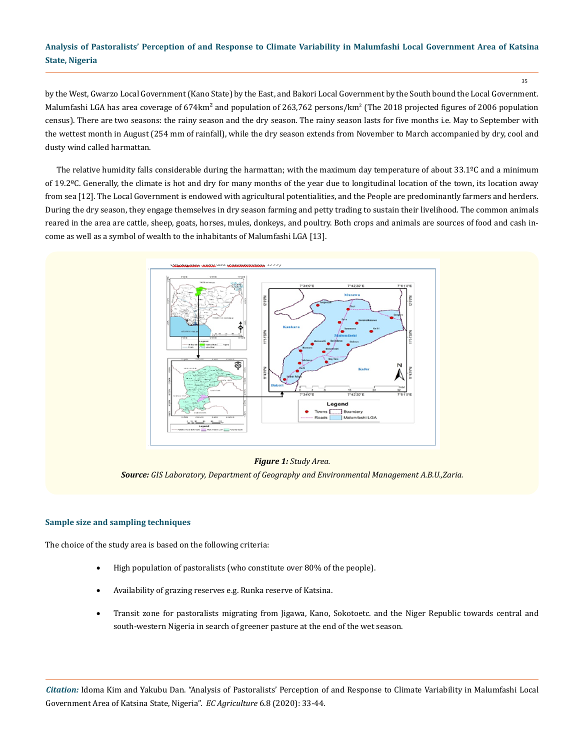by the West, Gwarzo Local Government (Kano State) by the East, and Bakori Local Government by the South bound the Local Government. Malumfashi LGA has area coverage of 674km² and population of 263,762 persons/km² (The 2018 projected figures of 2006 population census). There are two seasons: the rainy season and the dry season. The rainy season lasts for five months i.e. May to September with the wettest month in August (254 mm of rainfall), while the dry season extends from November to March accompanied by dry, cool and dusty wind called harmattan.

The relative humidity falls considerable during the harmattan; with the maximum day temperature of about 33.1ºC and a minimum of 19.2ºC. Generally, the climate is hot and dry for many months of the year due to longitudinal location of the town, its location away from sea [12]. The Local Government is endowed with agricultural potentialities, and the People are predominantly farmers and herders. During the dry season, they engage themselves in dry season farming and petty trading to sustain their livelihood. The common animals reared in the area are cattle, sheep, goats, horses, mules, donkeys, and poultry. Both crops and animals are sources of food and cash income as well as a symbol of wealth to the inhabitants of Malumfashi LGA [13].

***Figure 1:*** *Study Area.*

***Source:*** *GIS Laboratory, Department of Geography and Environmental Management A.B.U.,Zaria.*

### Sample size and sampling techniques

The choice of the study area is based on the following criteria:

- High population of pastoralists (who constitute over 80% of the people).
- Availability of grazing reserves e.g. Runka reserve of Katsina.
- Transit zone for pastoralists migrating from Jigawa, Kano, Sokotoetc. and the Niger Republic towards central and south-western Nigeria in search of greener pasture at the end of the wet season.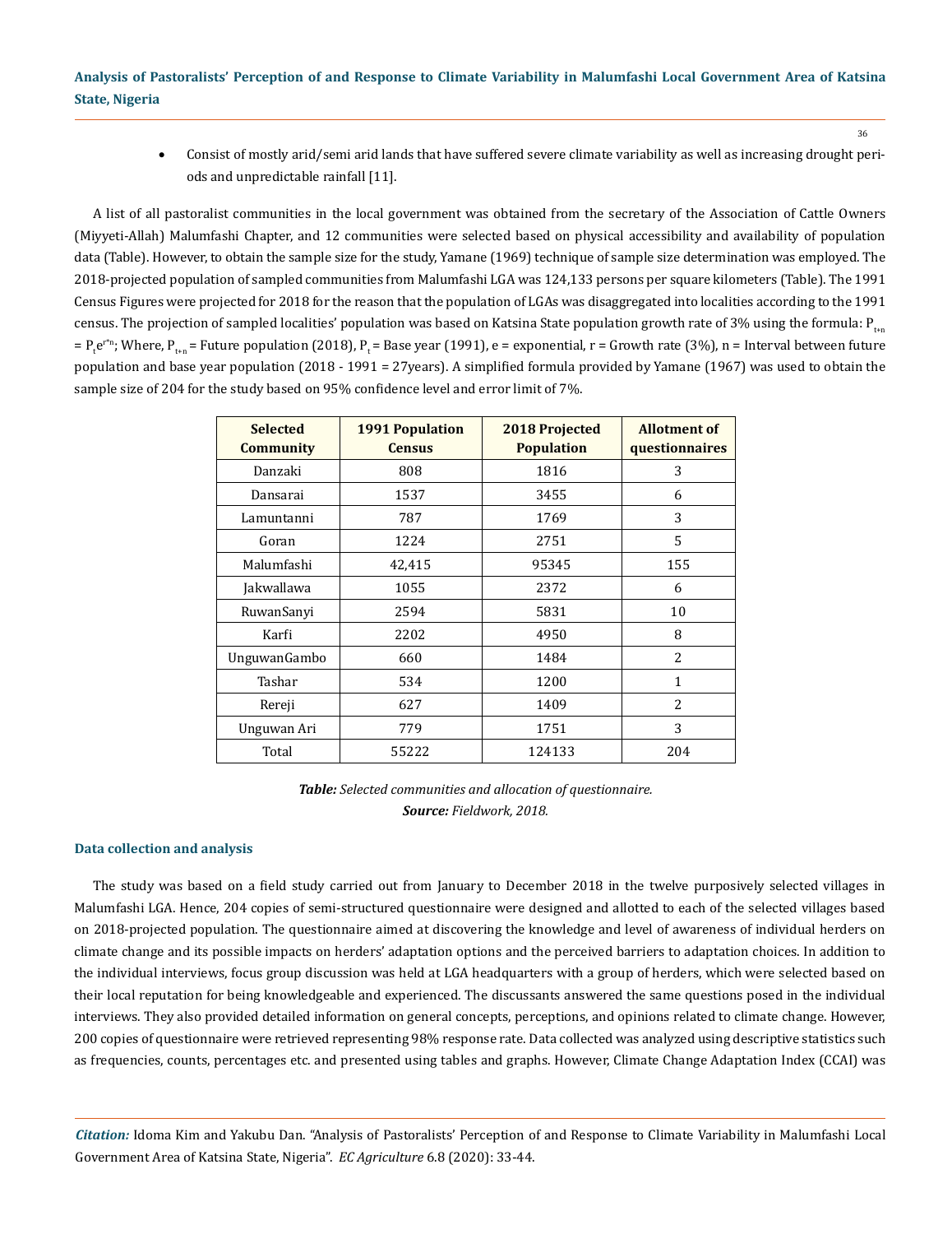- Consist of mostly arid/semi arid lands that have suffered severe climate variability as well as increasing drought periods and unpredictable rainfall [11].

A list of all pastoralist communities in the local government was obtained from the secretary of the Association of Cattle Owners (Miyyeti-Allah) Malumfashi Chapter, and 12 communities were selected based on physical accessibility and availability of population data (Table). However, to obtain the sample size for the study, Yamane (1969) technique of sample size determination was employed. The 2018-projected population of sampled communities from Malumfashi LGA was 124,133 persons per square kilometers (Table). The 1991 Census Figures were projected for 2018 for the reason that the population of LGAs was disaggregated into localities according to the 1991 census. The projection of sampled localities' population was based on Katsina State population growth rate of 3% using the formula: $P_{t+n} = P_t e^{r*n}$; Where, $P_{t+n}$ = Future population (2018), $P_t$ = Base year (1991), e = exponential, r = Growth rate (3%), n = Interval between future population and base year population (2018 - 1991 = 27years). A simplified formula provided by Yamane (1967) was used to obtain the sample size of 204 for the study based on 95% confidence level and error limit of 7%.

| Selected Community | 1991 Population Census | 2018 Projected Population | Allotment of questionnaires |
|---|---|---|---|
| Danzaki | 808 | 1816 | 3 |
| Dansarai | 1537 | 3455 | 6 |
| Lamuntanni | 787 | 1769 | 3 |
| Goran | 1224 | 2751 | 5 |
| Malumfashi | 42,415 | 95345 | 155 |
| Jakwallawa | 1055 | 2372 | 6 |
| RuwanSanyi | 2594 | 5831 | 10 |
| Karfi | 2202 | 4950 | 8 |
| UnguwanGambo | 660 | 1484 | 2 |
| Tashar | 534 | 1200 | 1 |
| Rereji | 627 | 1409 | 2 |
| Unguwan Ari | 779 | 1751 | 3 |
| Total | 55222 | 124133 | 204 |

***Table:*** *Selected communities and allocation of questionnaire.*
***Source:*** *Fieldwork, 2018.*

### Data collection and analysis

The study was based on a field study carried out from January to December 2018 in the twelve purposively selected villages in Malumfashi LGA. Hence, 204 copies of semi-structured questionnaire were designed and allotted to each of the selected villages based on 2018-projected population. The questionnaire aimed at discovering the knowledge and level of awareness of individual herders on climate change and its possible impacts on herders' adaptation options and the perceived barriers to adaptation choices. In addition to the individual interviews, focus group discussion was held at LGA headquarters with a group of herders, which were selected based on their local reputation for being knowledgeable and experienced. The discussants answered the same questions posed in the individual interviews. They also provided detailed information on general concepts, perceptions, and opinions related to climate change. However, 200 copies of questionnaire were retrieved representing 98% response rate. Data collected was analyzed using descriptive statistics such as frequencies, counts, percentages etc. and presented using tables and graphs. However, Climate Change Adaptation Index (CCAI) was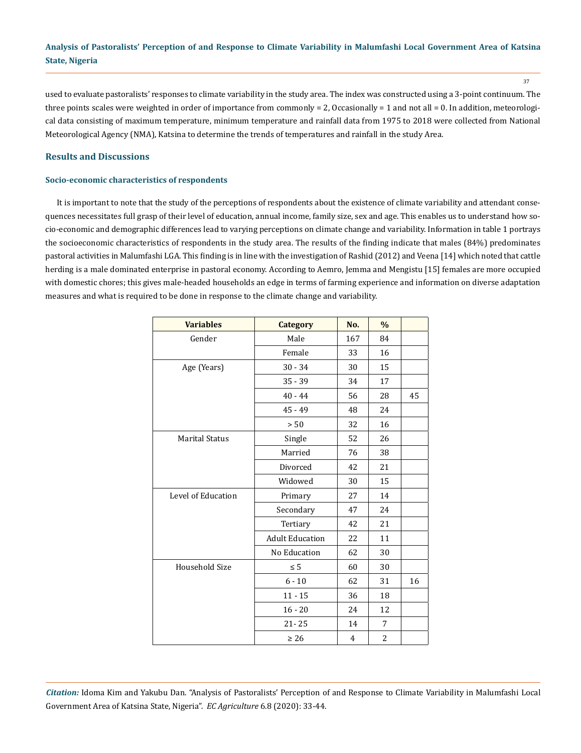used to evaluate pastoralists' responses to climate variability in the study area. The index was constructed using a 3-point continuum. The three points scales were weighted in order of importance from commonly = 2, Occasionally = 1 and not all = 0. In addition, meteorological data consisting of maximum temperature, minimum temperature and rainfall data from 1975 to 2018 were collected from National Meteorological Agency (NMA), Katsina to determine the trends of temperatures and rainfall in the study Area.

## Results and Discussions

### Socio-economic characteristics of respondents

It is important to note that the study of the perceptions of respondents about the existence of climate variability and attendant consequences necessitates full grasp of their level of education, annual income, family size, sex and age. This enables us to understand how socio-economic and demographic differences lead to varying perceptions on climate change and variability. Information in table 1 portrays the socioeconomic characteristics of respondents in the study area. The results of the finding indicate that males (84%) predominates pastoral activities in Malumfashi LGA. This finding is in line with the investigation of Rashid (2012) and Veena [14] which noted that cattle herding is a male dominated enterprise in pastoral economy. According to Aemro, Jemma and Mengistu [15] females are more occupied with domestic chores; this gives male-headed households an edge in terms of farming experience and information on diverse adaptation measures and what is required to be done in response to the climate change and variability.

| Variables | Category | No. | % | |
|---|---|---|---|---|
| Gender | Male | 167 | 84 | |
| | Female | 33 | 16 | |
| Age (Years) | 30 - 34 | 30 | 15 | |
| | 35 - 39 | 34 | 17 | |
| | 40 - 44 | 56 | 28 | 45 |
| | 45 - 49 | 48 | 24 | |
| | > 50 | 32 | 16 | |
| Marital Status | Single | 52 | 26 | |
| | Married | 76 | 38 | |
| | Divorced | 42 | 21 | |
| | Widowed | 30 | 15 | |
| Level of Education | Primary | 27 | 14 | |
| | Secondary | 47 | 24 | |
| | Tertiary | 42 | 21 | |
| | Adult Education | 22 | 11 | |
| | No Education | 62 | 30 | |
| Household Size | ≤ 5 | 60 | 30 | |
| | 6 - 10 | 62 | 31 | 16 |
| | 11 - 15 | 36 | 18 | |
| | 16 - 20 | 24 | 12 | |
| | 21- 25 | 14 | 7 | |
| | ≥ 26 | 4 | 2 | |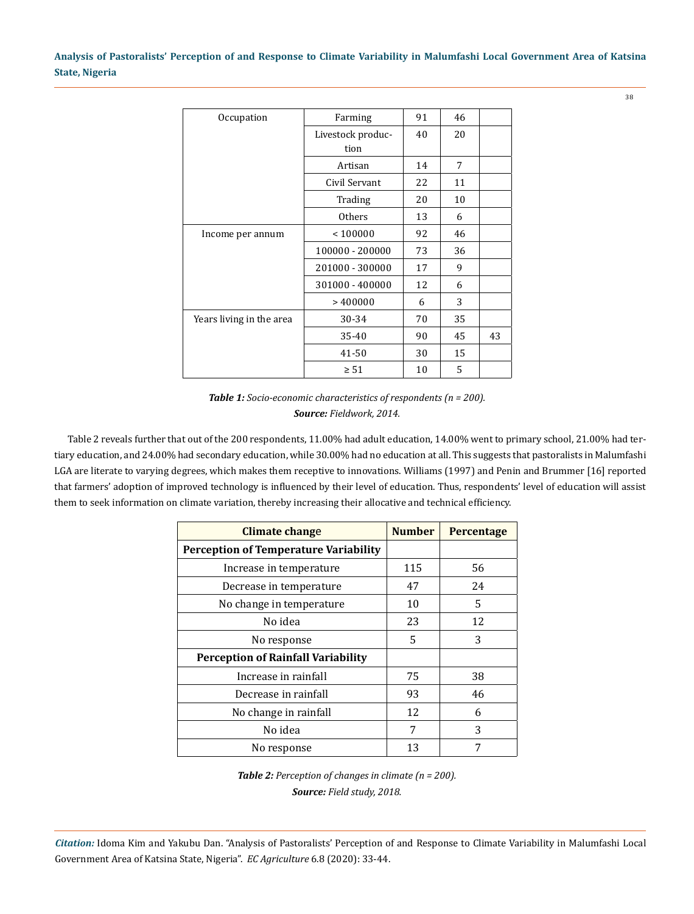| Occupation | Farming | 91 | 46 | |
|---|---|---|---|---|
| | Livestock production | 40 | 20 | |
| | Artisan | 14 | 7 | |
| | Civil Servant | 22 | 11 | |
| | Trading | 20 | 10 | |
| | Others | 13 | 6 | |
| Income per annum | < 100000 | 92 | 46 | |
| | 100000 - 200000 | 73 | 36 | |
| | 201000 - 300000 | 17 | 9 | |
| | 301000 - 400000 | 12 | 6 | |
| | > 400000 | 6 | 3 | |
| Years living in the area | 30-34 | 70 | 35 | |
| | 35-40 | 90 | 45 | 43 |
| | 41-50 | 30 | 15 | |
| | ≥ 51 | 10 | 5 | |

***Table 1:*** *Socio-economic characteristics of respondents (n = 200).*
***Source:*** *Fieldwork, 2014.*

Table 2 reveals further that out of the 200 respondents, 11.00% had adult education, 14.00% went to primary school, 21.00% had tertiary education, and 24.00% had secondary education, while 30.00% had no education at all. This suggests that pastoralists in Malumfashi LGA are literate to varying degrees, which makes them receptive to innovations. Williams (1997) and Penin and Brummer [16] reported that farmers' adoption of improved technology is influenced by their level of education. Thus, respondents' level of education will assist them to seek information on climate variation, thereby increasing their allocative and technical efficiency.

| Climate change | Number | Percentage |
|---|---|---|
| **Perception of Temperature Variability** | | |
| Increase in temperature | 115 | 56 |
| Decrease in temperature | 47 | 24 |
| No change in temperature | 10 | 5 |
| No idea | 23 | 12 |
| No response | 5 | 3 |
| **Perception of Rainfall Variability** | | |
| Increase in rainfall | 75 | 38 |
| Decrease in rainfall | 93 | 46 |
| No change in rainfall | 12 | 6 |
| No idea | 7 | 3 |
| No response | 13 | 7 |

***Table 2:*** *Perception of changes in climate (n = 200).*
***Source:*** *Field study, 2018.*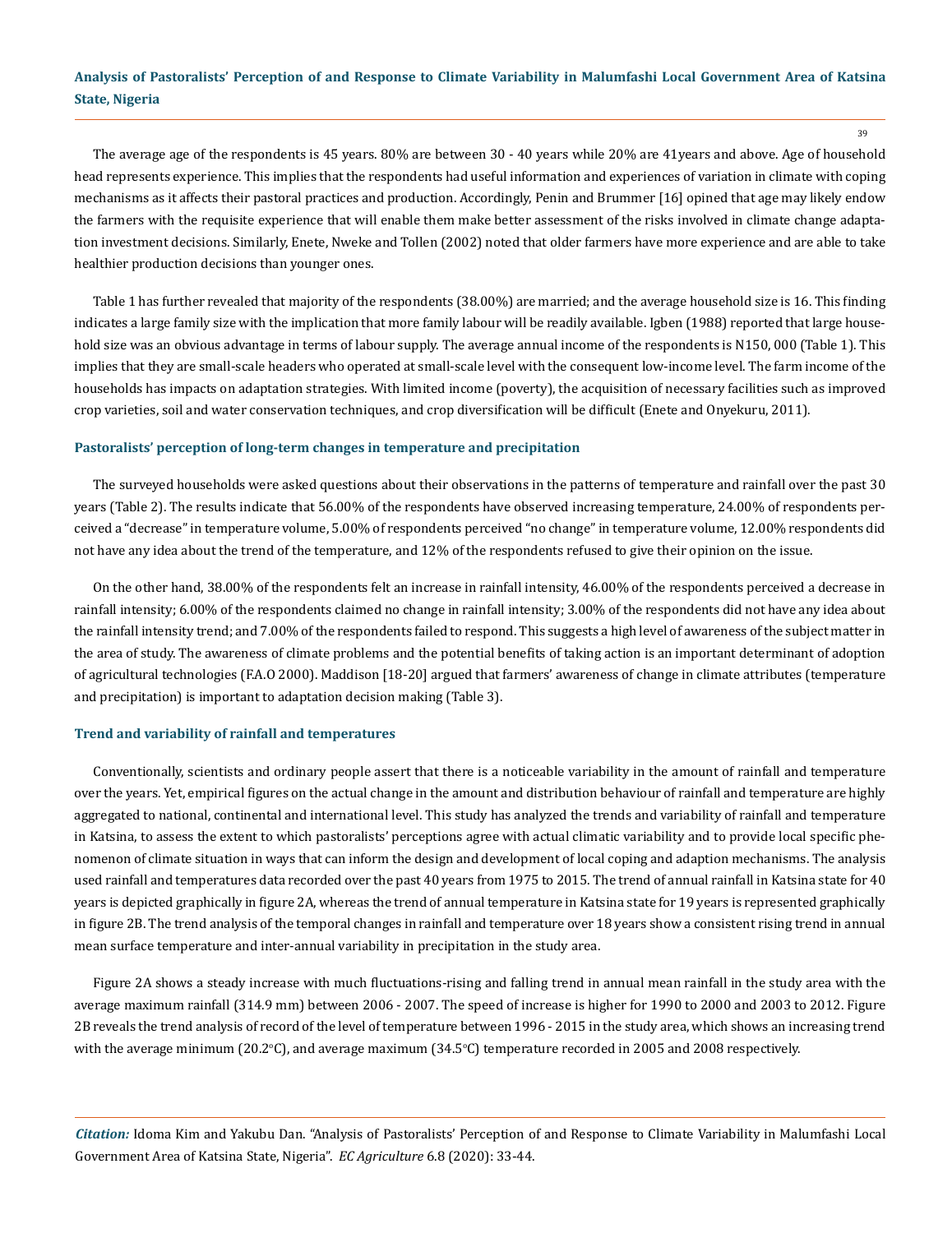The average age of the respondents is 45 years. 80% are between 30 - 40 years while 20% are 41years and above. Age of household head represents experience. This implies that the respondents had useful information and experiences of variation in climate with coping mechanisms as it affects their pastoral practices and production. Accordingly, Penin and Brummer [16] opined that age may likely endow the farmers with the requisite experience that will enable them make better assessment of the risks involved in climate change adaptation investment decisions. Similarly, Enete, Nweke and Tollen (2002) noted that older farmers have more experience and are able to take healthier production decisions than younger ones.

Table 1 has further revealed that majority of the respondents (38.00%) are married; and the average household size is 16. This finding indicates a large family size with the implication that more family labour will be readily available. Igben (1988) reported that large household size was an obvious advantage in terms of labour supply. The average annual income of the respondents is N150, 000 (Table 1). This implies that they are small-scale headers who operated at small-scale level with the consequent low-income level. The farm income of the households has impacts on adaptation strategies. With limited income (poverty), the acquisition of necessary facilities such as improved crop varieties, soil and water conservation techniques, and crop diversification will be difficult (Enete and Onyekuru, 2011).

### Pastoralists' perception of long-term changes in temperature and precipitation

The surveyed households were asked questions about their observations in the patterns of temperature and rainfall over the past 30 years (Table 2). The results indicate that 56.00% of the respondents have observed increasing temperature, 24.00% of respondents perceived a "decrease" in temperature volume, 5.00% of respondents perceived "no change" in temperature volume, 12.00% respondents did not have any idea about the trend of the temperature, and 12% of the respondents refused to give their opinion on the issue.

On the other hand, 38.00% of the respondents felt an increase in rainfall intensity, 46.00% of the respondents perceived a decrease in rainfall intensity; 6.00% of the respondents claimed no change in rainfall intensity; 3.00% of the respondents did not have any idea about the rainfall intensity trend; and 7.00% of the respondents failed to respond. This suggests a high level of awareness of the subject matter in the area of study. The awareness of climate problems and the potential benefits of taking action is an important determinant of adoption of agricultural technologies (F.A.O 2000). Maddison [18-20] argued that farmers' awareness of change in climate attributes (temperature and precipitation) is important to adaptation decision making (Table 3).

### Trend and variability of rainfall and temperatures

Conventionally, scientists and ordinary people assert that there is a noticeable variability in the amount of rainfall and temperature over the years. Yet, empirical figures on the actual change in the amount and distribution behaviour of rainfall and temperature are highly aggregated to national, continental and international level. This study has analyzed the trends and variability of rainfall and temperature in Katsina, to assess the extent to which pastoralists' perceptions agree with actual climatic variability and to provide local specific phenomenon of climate situation in ways that can inform the design and development of local coping and adaption mechanisms. The analysis used rainfall and temperatures data recorded over the past 40 years from 1975 to 2015. The trend of annual rainfall in Katsina state for 40 years is depicted graphically in figure 2A, whereas the trend of annual temperature in Katsina state for 19 years is represented graphically in figure 2B. The trend analysis of the temporal changes in rainfall and temperature over 18 years show a consistent rising trend in annual mean surface temperature and inter-annual variability in precipitation in the study area.

Figure 2A shows a steady increase with much fluctuations-rising and falling trend in annual mean rainfall in the study area with the average maximum rainfall (314.9 mm) between 2006 - 2007. The speed of increase is higher for 1990 to 2000 and 2003 to 2012. Figure 2B reveals the trend analysis of record of the level of temperature between 1996 - 2015 in the study area, which shows an increasing trend with the average minimum (20.2°C), and average maximum (34.5°C) temperature recorded in 2005 and 2008 respectively.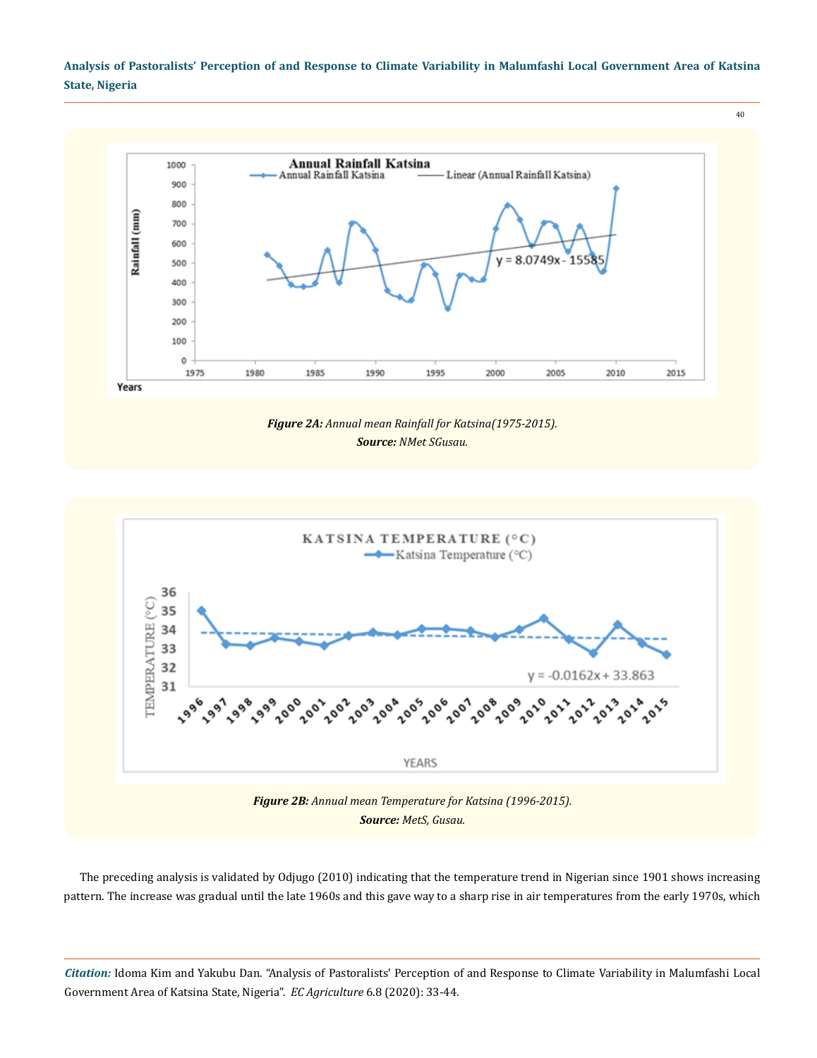*Figure 2A: Annual mean Rainfall for Katsina(1975-2015).*
***Source:** NMet SGusau.*

*Figure 2B: Annual mean Temperature for Katsina (1996-2015).*
***Source:** MetS, Gusau.*

The preceding analysis is validated by Odjugo (2010) indicating that the temperature trend in Nigerian since 1901 shows increasing pattern. The increase was gradual until the late 1960s and this gave way to a sharp rise in air temperatures from the early 1970s, which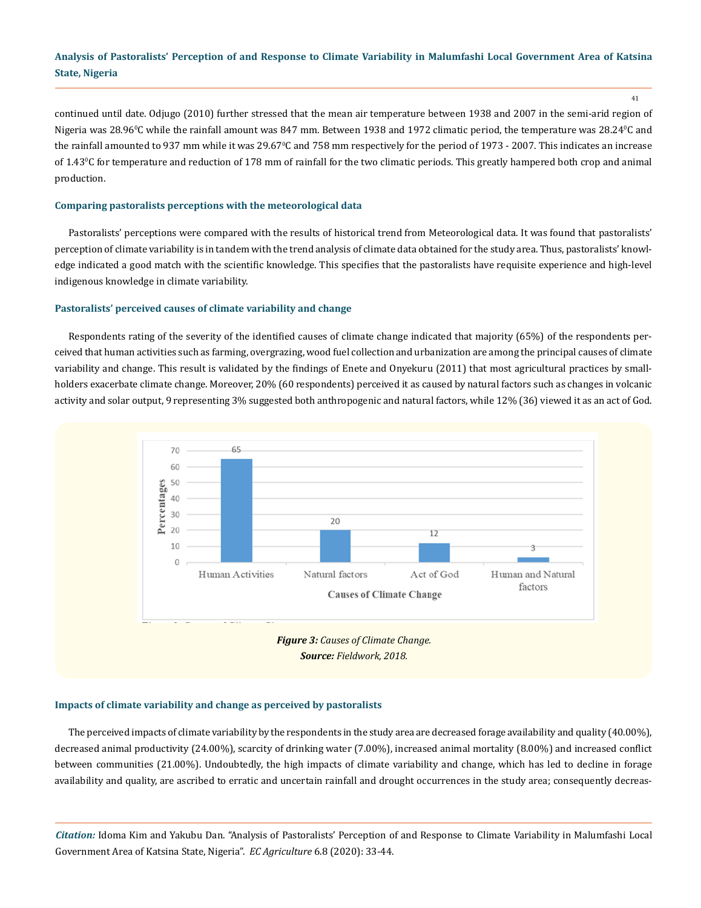continued until date. Odjugo (2010) further stressed that the mean air temperature between 1938 and 2007 in the semi-arid region of Nigeria was 28.96$^0$C while the rainfall amount was 847 mm. Between 1938 and 1972 climatic period, the temperature was 28.24$^0$C and the rainfall amounted to 937 mm while it was 29.67$^0$C and 758 mm respectively for the period of 1973 - 2007. This indicates an increase of 1.43$^0$C for temperature and reduction of 178 mm of rainfall for the two climatic periods. This greatly hampered both crop and animal production.

### Comparing pastoralists perceptions with the meteorological data

Pastoralists' perceptions were compared with the results of historical trend from Meteorological data. It was found that pastoralists' perception of climate variability is in tandem with the trend analysis of climate data obtained for the study area. Thus, pastoralists' knowledge indicated a good match with the scientific knowledge. This specifies that the pastoralists have requisite experience and high-level indigenous knowledge in climate variability.

### Pastoralists' perceived causes of climate variability and change

Respondents rating of the severity of the identified causes of climate change indicated that majority (65%) of the respondents perceived that human activities such as farming, overgrazing, wood fuel collection and urbanization are among the principal causes of climate variability and change. This result is validated by the findings of Enete and Onyekuru (2011) that most agricultural practices by smallholders exacerbate climate change. Moreover, 20% (60 respondents) perceived it as caused by natural factors such as changes in volcanic activity and solar output, 9 representing 3% suggested both anthropogenic and natural factors, while 12% (36) viewed it as an act of God.

*Figure 3: Causes of Climate Change.*
*Source: Fieldwork, 2018.*

### Impacts of climate variability and change as perceived by pastoralists

The perceived impacts of climate variability by the respondents in the study area are decreased forage availability and quality (40.00%), decreased animal productivity (24.00%), scarcity of drinking water (7.00%), increased animal mortality (8.00%) and increased conflict between communities (21.00%). Undoubtedly, the high impacts of climate variability and change, which has led to decline in forage availability and quality, are ascribed to erratic and uncertain rainfall and drought occurrences in the study area; consequently decreas-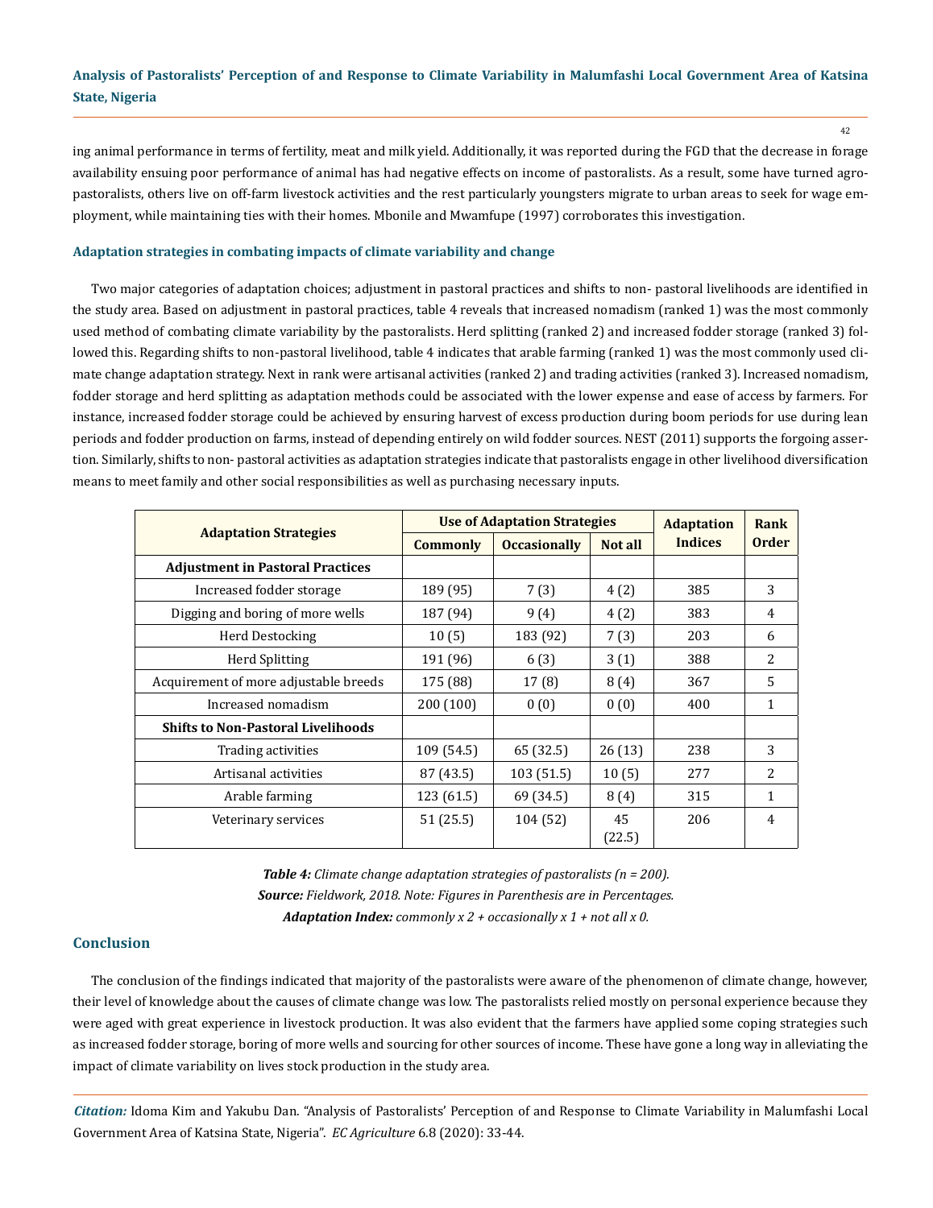ing animal performance in terms of fertility, meat and milk yield. Additionally, it was reported during the FGD that the decrease in forage availability ensuing poor performance of animal has had negative effects on income of pastoralists. As a result, some have turned agro-pastoralists, others live on off-farm livestock activities and the rest particularly youngsters migrate to urban areas to seek for wage employment, while maintaining ties with their homes. Mbonile and Mwamfupe (1997) corroborates this investigation.

### Adaptation strategies in combating impacts of climate variability and change

Two major categories of adaptation choices; adjustment in pastoral practices and shifts to non- pastoral livelihoods are identified in the study area. Based on adjustment in pastoral practices, table 4 reveals that increased nomadism (ranked 1) was the most commonly used method of combating climate variability by the pastoralists. Herd splitting (ranked 2) and increased fodder storage (ranked 3) followed this. Regarding shifts to non-pastoral livelihood, table 4 indicates that arable farming (ranked 1) was the most commonly used climate change adaptation strategy. Next in rank were artisanal activities (ranked 2) and trading activities (ranked 3). Increased nomadism, fodder storage and herd splitting as adaptation methods could be associated with the lower expense and ease of access by farmers. For instance, increased fodder storage could be achieved by ensuring harvest of excess production during boom periods for use during lean periods and fodder production on farms, instead of depending entirely on wild fodder sources. NEST (2011) supports the forgoing assertion. Similarly, shifts to non- pastoral activities as adaptation strategies indicate that pastoralists engage in other livelihood diversification means to meet family and other social responsibilities as well as purchasing necessary inputs.

| Adaptation Strategies | Use of Adaptation Strategies | | | Adaptation Indices | Rank Order |
|---|---|---|---|---|---|
| | Commonly | Occasionally | Not all | | |
| **Adjustment in Pastoral Practices** | | | | | |
| Increased fodder storage | 189 (95) | 7 (3) | 4 (2) | 385 | 3 |
| Digging and boring of more wells | 187 (94) | 9 (4) | 4 (2) | 383 | 4 |
| Herd Destocking | 10 (5) | 183 (92) | 7 (3) | 203 | 6 |
| Herd Splitting | 191 (96) | 6 (3) | 3 (1) | 388 | 2 |
| Acquirement of more adjustable breeds | 175 (88) | 17 (8) | 8 (4) | 367 | 5 |
| Increased nomadism | 200 (100) | 0 (0) | 0 (0) | 400 | 1 |
| **Shifts to Non-Pastoral Livelihoods** | | | | | |
| Trading activities | 109 (54.5) | 65 (32.5) | 26 (13) | 238 | 3 |
| Artisanal activities | 87 (43.5) | 103 (51.5) | 10 (5) | 277 | 2 |
| Arable farming | 123 (61.5) | 69 (34.5) | 8 (4) | 315 | 1 |
| Veterinary services | 51 (25.5) | 104 (52) | 45 (22.5) | 206 | 4 |

***Table 4:*** *Climate change adaptation strategies of pastoralists (n = 200).*

***Source:*** *Fieldwork, 2018. Note: Figures in Parenthesis are in Percentages.*

***Adaptation Index:*** *commonly x 2 + occasionally x 1 + not all x 0.*

## Conclusion

The conclusion of the findings indicated that majority of the pastoralists were aware of the phenomenon of climate change, however, their level of knowledge about the causes of climate change was low. The pastoralists relied mostly on personal experience because they were aged with great experience in livestock production. It was also evident that the farmers have applied some coping strategies such as increased fodder storage, boring of more wells and sourcing for other sources of income. These have gone a long way in alleviating the impact of climate variability on lives stock production in the study area.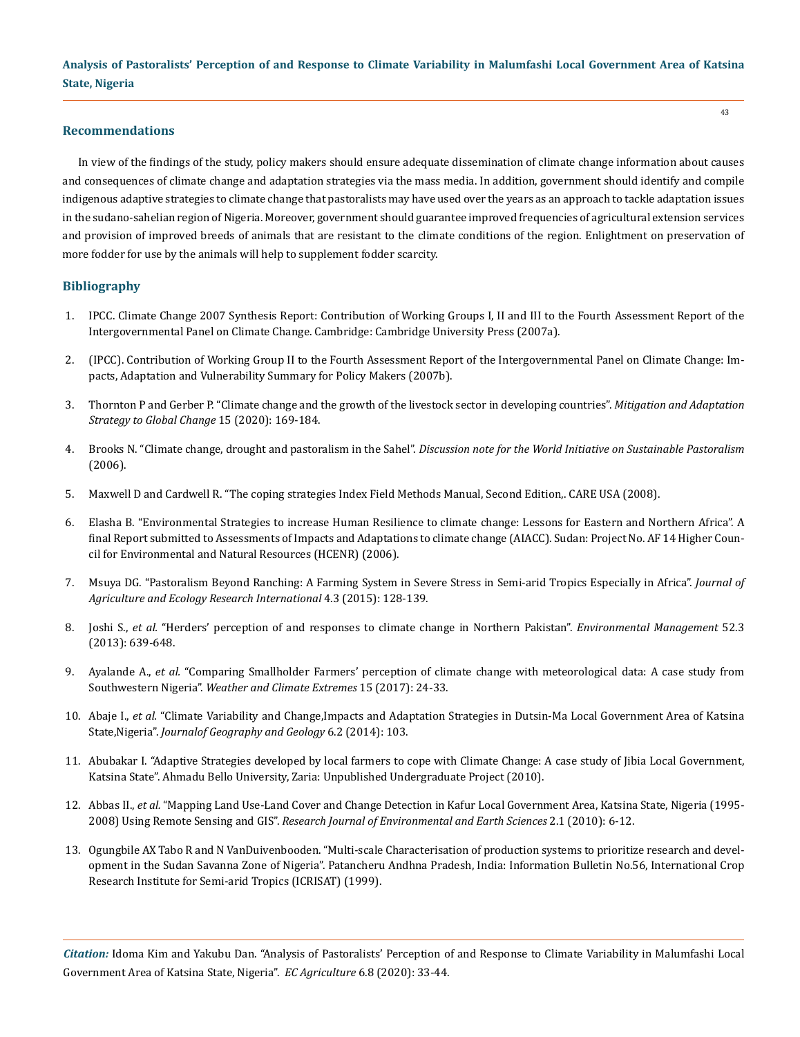## Recommendations

In view of the findings of the study, policy makers should ensure adequate dissemination of climate change information about causes and consequences of climate change and adaptation strategies via the mass media. In addition, government should identify and compile indigenous adaptive strategies to climate change that pastoralists may have used over the years as an approach to tackle adaptation issues in the sudano-sahelian region of Nigeria. Moreover, government should guarantee improved frequencies of agricultural extension services and provision of improved breeds of animals that are resistant to the climate conditions of the region. Enlightment on preservation of more fodder for use by the animals will help to supplement fodder scarcity.

## Bibliography

1. IPCC. Climate Change 2007 Synthesis Report: Contribution of Working Groups I, II and III to the Fourth Assessment Report of the Intergovernmental Panel on Climate Change. Cambridge: Cambridge University Press (2007a).
2. (IPCC). Contribution of Working Group II to the Fourth Assessment Report of the Intergovernmental Panel on Climate Change: Impacts, Adaptation and Vulnerability Summary for Policy Makers (2007b).
3. Thornton P and Gerber P. "Climate change and the growth of the livestock sector in developing countries". *Mitigation and Adaptation Strategy to Global Change* 15 (2020): 169-184.
4. Brooks N. "Climate change, drought and pastoralism in the Sahel". *Discussion note for the World Initiative on Sustainable Pastoralism* (2006).
5. Maxwell D and Cardwell R. "The coping strategies Index Field Methods Manual, Second Edition,. CARE USA (2008).
6. Elasha B. "Environmental Strategies to increase Human Resilience to climate change: Lessons for Eastern and Northern Africa". A final Report submitted to Assessments of Impacts and Adaptations to climate change (AIACC). Sudan: Project No. AF 14 Higher Council for Environmental and Natural Resources (HCENR) (2006).
7. Msuya DG. "Pastoralism Beyond Ranching: A Farming System in Severe Stress in Semi-arid Tropics Especially in Africa". *Journal of Agriculture and Ecology Research International* 4.3 (2015): 128-139.
8. Joshi S., *et al.* "Herders' perception of and responses to climate change in Northern Pakistan". *Environmental Management* 52.3 (2013): 639-648.
9. Ayalande A., *et al.* "Comparing Smallholder Farmers' perception of climate change with meteorological data: A case study from Southwestern Nigeria". *Weather and Climate Extremes* 15 (2017): 24-33.
10. Abaje I., *et al.* "Climate Variability and Change,Impacts and Adaptation Strategies in Dutsin-Ma Local Government Area of Katsina State,Nigeria". *Journalof Geography and Geology* 6.2 (2014): 103.
11. Abubakar I. "Adaptive Strategies developed by local farmers to cope with Climate Change: A case study of Jibia Local Government, Katsina State". Ahmadu Bello University, Zaria: Unpublished Undergraduate Project (2010).
12. Abbas II., *et al.* "Mapping Land Use-Land Cover and Change Detection in Kafur Local Government Area, Katsina State, Nigeria (1995-2008) Using Remote Sensing and GIS". *Research Journal of Environmental and Earth Sciences* 2.1 (2010): 6-12.
13. Ogungbile AX Tabo R and N VanDuivenbooden. "Multi-scale Characterisation of production systems to prioritize research and development in the Sudan Savanna Zone of Nigeria". Patancheru Andhna Pradesh, India: Information Bulletin No.56, International Crop Research Institute for Semi-arid Tropics (ICRISAT) (1999).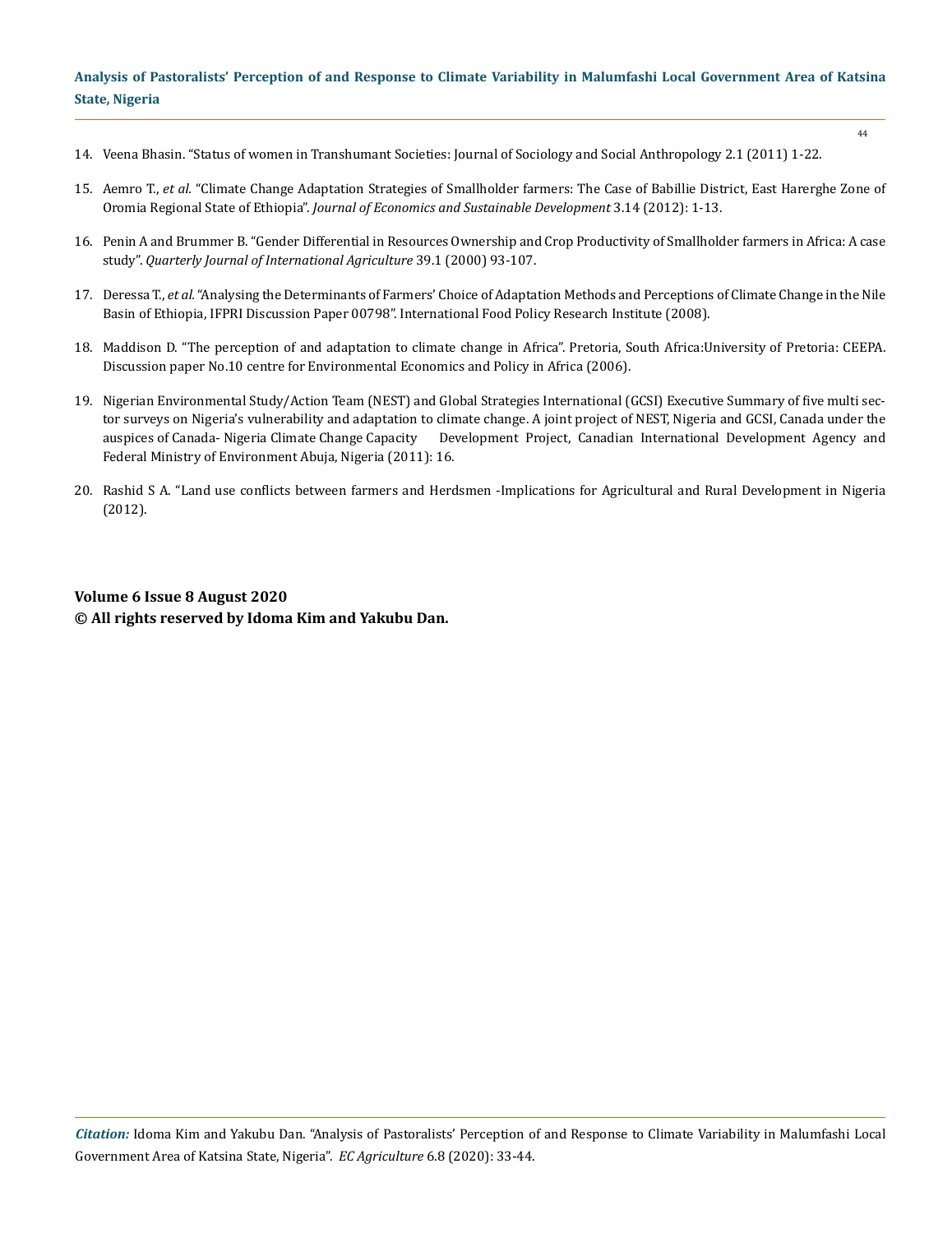14. Veena Bhasin. "Status of women in Transhumant Societies: Journal of Sociology and Social Anthropology 2.1 (2011) 1-22.

15. Aemro T., *et al.* "Climate Change Adaptation Strategies of Smallholder farmers: The Case of Babillie District, East Harerghe Zone of Oromia Regional State of Ethiopia". *Journal of Economics and Sustainable Development* 3.14 (2012): 1-13.

16. Penin A and Brummer B. "Gender Differential in Resources Ownership and Crop Productivity of Smallholder farmers in Africa: A case study". *Quarterly Journal of International Agriculture* 39.1 (2000) 93-107.

17. Deressa T., *et al.* "Analysing the Determinants of Farmers' Choice of Adaptation Methods and Perceptions of Climate Change in the Nile Basin of Ethiopia, IFPRI Discussion Paper 00798". International Food Policy Research Institute (2008).

18. Maddison D. "The perception of and adaptation to climate change in Africa". Pretoria, South Africa:University of Pretoria: CEEPA. Discussion paper No.10 centre for Environmental Economics and Policy in Africa (2006).

19. Nigerian Environmental Study/Action Team (NEST) and Global Strategies International (GCSI) Executive Summary of five multi sector surveys on Nigeria's vulnerability and adaptation to climate change. A joint project of NEST, Nigeria and GCSI, Canada under the auspices of Canada- Nigeria Climate Change Capacity Development Project, Canadian International Development Agency and Federal Ministry of Environment Abuja, Nigeria (2011): 16.

20. Rashid S A. "Land use conflicts between farmers and Herdsmen -Implications for Agricultural and Rural Development in Nigeria (2012).

**Volume 6 Issue 8 August 2020**
**© All rights reserved by Idoma Kim and Yakubu Dan.**